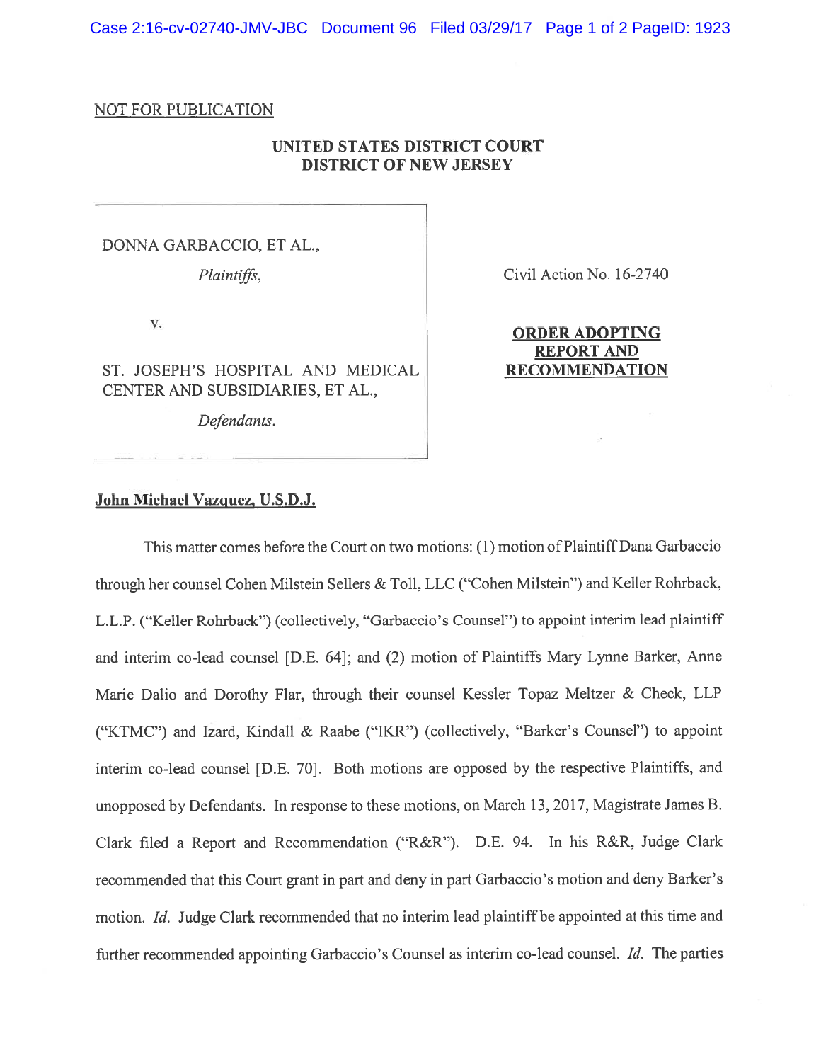NOT FOR PUBLICATION

**UNITED STATES DISTRICT COURT**
**DISTRICT OF NEW JERSEY**

| | |
|---|---|
| DONNA GARBACCIO, ET AL., *Plaintiffs*, v. ST. JOSEPH'S HOSPITAL AND MEDICAL CENTER AND SUBSIDIARIES, ET AL., *Defendants*. | Civil Action No. 16-2740 **ORDER ADOPTING REPORT AND RECOMMENDATION** |

**John Michael Vazquez, U.S.D.J.**

This matter comes before the Court on two motions: (1) motion of Plaintiff Dana Garbaccio through her counsel Cohen Milstein Sellers & Toll, LLC ("Cohen Milstein") and Keller Rohrback, L.L.P. ("Keller Rohrback") (collectively, "Garbaccio's Counsel") to appoint interim lead plaintiff and interim co-lead counsel [D.E. 64]; and (2) motion of Plaintiffs Mary Lynne Barker, Anne Marie Dalio and Dorothy Flar, through their counsel Kessler Topaz Meltzer & Check, LLP ("KTMC") and Izard, Kindall & Raabe ("IKR") (collectively, "Barker's Counsel") to appoint interim co-lead counsel [D.E. 70]. Both motions are opposed by the respective Plaintiffs, and unopposed by Defendants. In response to these motions, on March 13, 2017, Magistrate James B. Clark filed a Report and Recommendation ("R&R"). D.E. 94. In his R&R, Judge Clark recommended that this Court grant in part and deny in part Garbaccio's motion and deny Barker's motion. *Id.* Judge Clark recommended that no interim lead plaintiff be appointed at this time and further recommended appointing Garbaccio's Counsel as interim co-lead counsel. *Id.* The parties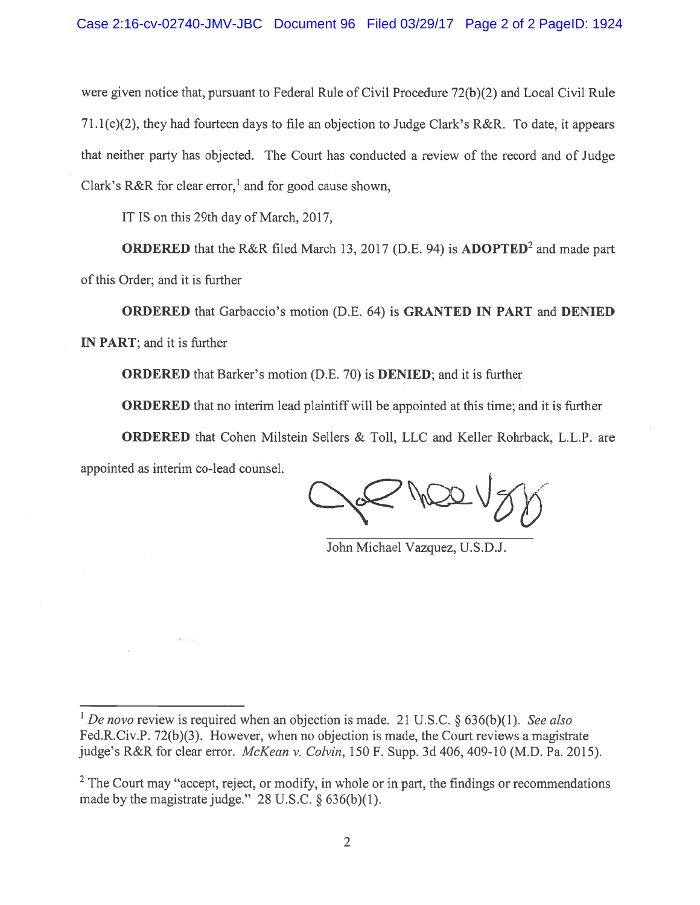were given notice that, pursuant to Federal Rule of Civil Procedure 72(b)(2) and Local Civil Rule 71.1(c)(2), they had fourteen days to file an objection to Judge Clark's R&R. To date, it appears that neither party has objected. The Court has conducted a review of the record and of Judge Clark's R&R for clear error,[1] and for good cause shown,

IT IS on this 29th day of March, 2017,

**ORDERED** that the R&R filed March 13, 2017 (D.E. 94) is **ADOPTED**[2] and made part of this Order; and it is further

**ORDERED** that Garbaccio's motion (D.E. 64) is **GRANTED IN PART** and **DENIED IN PART**; and it is further

**ORDERED** that Barker's motion (D.E. 70) is **DENIED**; and it is further

**ORDERED** that no interim lead plaintiff will be appointed at this time; and it is further

**ORDERED** that Cohen Milstein Sellers & Toll, LLC and Keller Rohrback, L.L.P. are appointed as interim co-lead counsel.

John Michael Vazquez, U.S.D.J.

---

[1] *De novo* review is required when an objection is made. 21 U.S.C. § 636(b)(1). *See also* Fed.R.Civ.P. 72(b)(3). However, when no objection is made, the Court reviews a magistrate judge's R&R for clear error. *McKean v. Colvin*, 150 F. Supp. 3d 406, 409-10 (M.D. Pa. 2015).

[2] The Court may "accept, reject, or modify, in whole or in part, the findings or recommendations made by the magistrate judge." 28 U.S.C. § 636(b)(1).